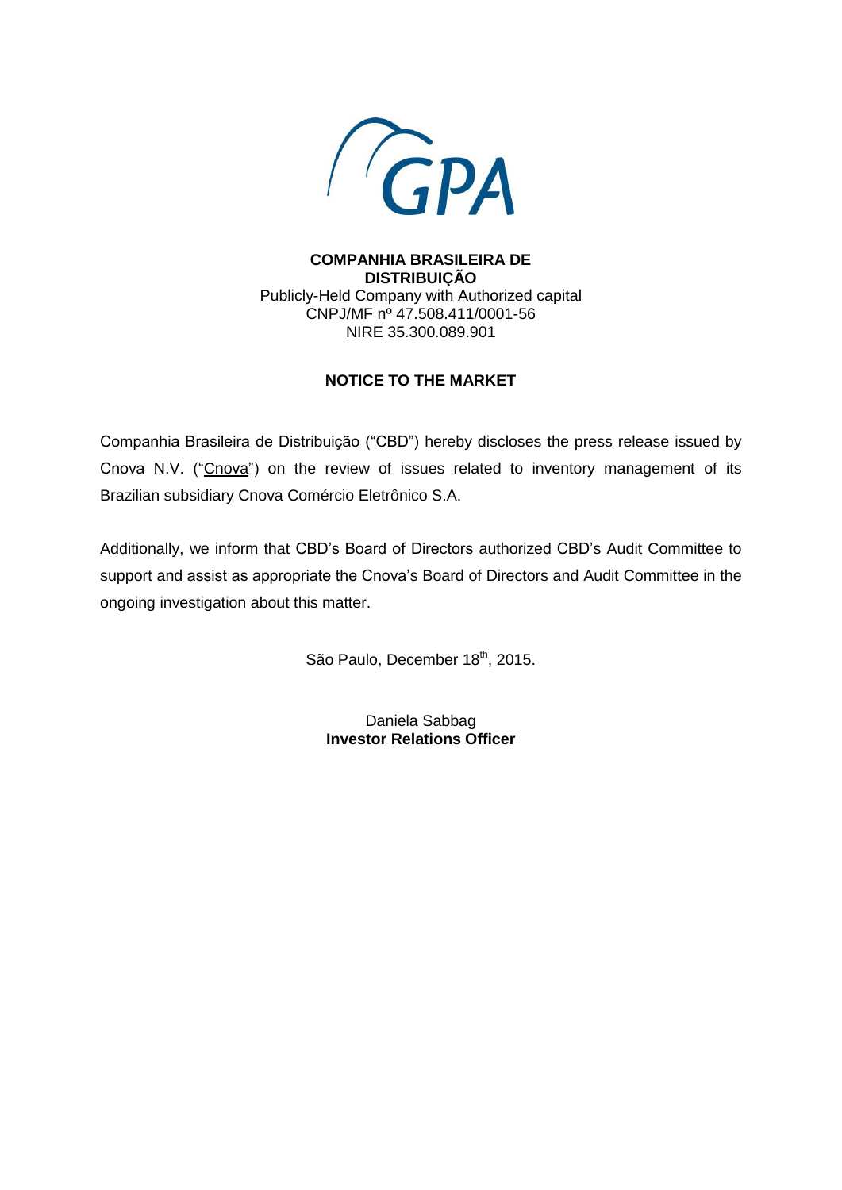**COMPANHIA BRASILEIRA DE DISTRIBUIÇÃO**
Publicly-Held Company with Authorized capital
CNPJ/MF nº 47.508.411/0001-56
NIRE 35.300.089.901

**NOTICE TO THE MARKET**

Companhia Brasileira de Distribuição ("CBD") hereby discloses the press release issued by Cnova N.V. ("Cnova") on the review of issues related to inventory management of its Brazilian subsidiary Cnova Comércio Eletrônico S.A.

Additionally, we inform that CBD's Board of Directors authorized CBD's Audit Committee to support and assist as appropriate the Cnova's Board of Directors and Audit Committee in the ongoing investigation about this matter.

São Paulo, December 18th, 2015.

Daniela Sabbag
**Investor Relations Officer**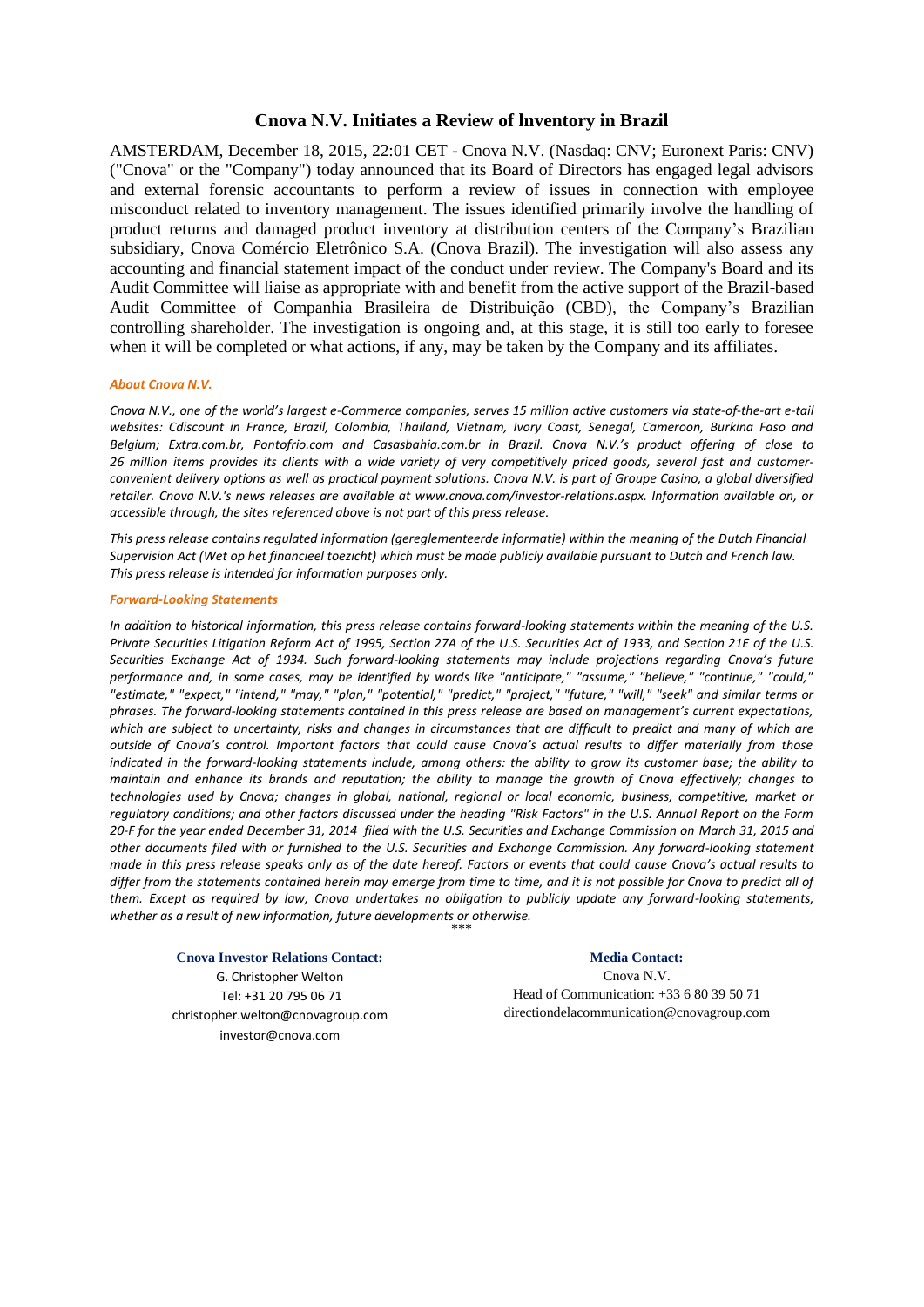# Cnova N.V. Initiates a Review of lnventory in Brazil

AMSTERDAM, December 18, 2015, 22:01 CET - Cnova N.V. (Nasdaq: CNV; Euronext Paris: CNV) ("Cnova" or the "Company") today announced that its Board of Directors has engaged legal advisors and external forensic accountants to perform a review of issues in connection with employee misconduct related to inventory management. The issues identified primarily involve the handling of product returns and damaged product inventory at distribution centers of the Company's Brazilian subsidiary, Cnova Comércio Eletrônico S.A. (Cnova Brazil). The investigation will also assess any accounting and financial statement impact of the conduct under review. The Company's Board and its Audit Committee will liaise as appropriate with and benefit from the active support of the Brazil-based Audit Committee of Companhia Brasileira de Distribuição (CBD), the Company's Brazilian controlling shareholder. The investigation is ongoing and, at this stage, it is still too early to foresee when it will be completed or what actions, if any, may be taken by the Company and its affiliates.

***About Cnova N.V.***

*Cnova N.V., one of the world's largest e-Commerce companies, serves 15 million active customers via state-of-the-art e-tail websites: Cdiscount in France, Brazil, Colombia, Thailand, Vietnam, Ivory Coast, Senegal, Cameroon, Burkina Faso and Belgium; Extra.com.br, Pontofrio.com and Casasbahia.com.br in Brazil. Cnova N.V.'s product offering of close to 26 million items provides its clients with a wide variety of very competitively priced goods, several fast and customer-convenient delivery options as well as practical payment solutions. Cnova N.V. is part of Groupe Casino, a global diversified retailer. Cnova N.V.'s news releases are available at www.cnova.com/investor-relations.aspx. Information available on, or accessible through, the sites referenced above is not part of this press release.*

*This press release contains regulated information (gereglementeerde informatie) within the meaning of the Dutch Financial Supervision Act (Wet op het financieel toezicht) which must be made publicly available pursuant to Dutch and French law. This press release is intended for information purposes only.*

***Forward-Looking Statements***

*In addition to historical information, this press release contains forward-looking statements within the meaning of the U.S. Private Securities Litigation Reform Act of 1995, Section 27A of the U.S. Securities Act of 1933, and Section 21E of the U.S. Securities Exchange Act of 1934. Such forward-looking statements may include projections regarding Cnova's future performance and, in some cases, may be identified by words like "anticipate," "assume," "believe," "continue," "could," "estimate," "expect," "intend," "may," "plan," "potential," "predict," "project," "future," "will," "seek" and similar terms or phrases. The forward-looking statements contained in this press release are based on management's current expectations, which are subject to uncertainty, risks and changes in circumstances that are difficult to predict and many of which are outside of Cnova's control. Important factors that could cause Cnova's actual results to differ materially from those indicated in the forward-looking statements include, among others: the ability to grow its customer base; the ability to maintain and enhance its brands and reputation; the ability to manage the growth of Cnova effectively; changes to technologies used by Cnova; changes in global, national, regional or local economic, business, competitive, market or regulatory conditions; and other factors discussed under the heading "Risk Factors" in the U.S. Annual Report on the Form 20-F for the year ended December 31, 2014 filed with the U.S. Securities and Exchange Commission on March 31, 2015 and other documents filed with or furnished to the U.S. Securities and Exchange Commission. Any forward-looking statement made in this press release speaks only as of the date hereof. Factors or events that could cause Cnova's actual results to differ from the statements contained herein may emerge from time to time, and it is not possible for Cnova to predict all of them. Except as required by law, Cnova undertakes no obligation to publicly update any forward-looking statements, whether as a result of new information, future developments or otherwise.*

***

**Cnova Investor Relations Contact:**
G. Christopher Welton
Tel: +31 20 795 06 71
christopher.welton@cnovagroup.com
investor@cnova.com

**Media Contact:**
Cnova N.V.
Head of Communication: +33 6 80 39 50 71
directiondelacommunication@cnovagroup.com